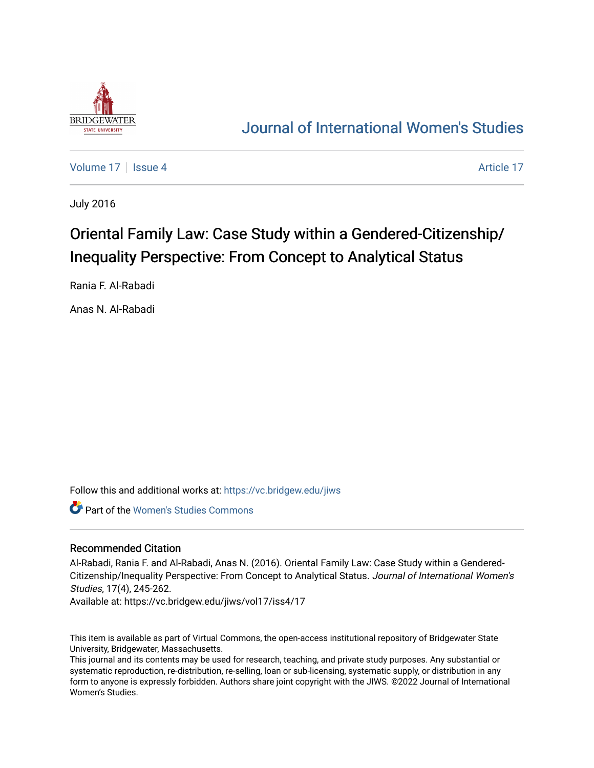BRIDGEWATER STATE UNIVERSITY

# Journal of International Women's Studies

Volume 17 | Issue 4 | Article 17

July 2016

# Oriental Family Law: Case Study within a Gendered-Citizenship/Inequality Perspective: From Concept to Analytical Status

Rania F. Al-Rabadi

Anas N. Al-Rabadi

Follow this and additional works at: https://vc.bridgew.edu/jiws

Part of the Women's Studies Commons

## Recommended Citation

Al-Rabadi, Rania F. and Al-Rabadi, Anas N. (2016). Oriental Family Law: Case Study within a Gendered-Citizenship/Inequality Perspective: From Concept to Analytical Status. *Journal of International Women's Studies*, 17(4), 245-262.
Available at: https://vc.bridgew.edu/jiws/vol17/iss4/17

This item is available as part of Virtual Commons, the open-access institutional repository of Bridgewater State University, Bridgewater, Massachusetts.
This journal and its contents may be used for research, teaching, and private study purposes. Any substantial or systematic reproduction, re-distribution, re-selling, loan or sub-licensing, systematic supply, or distribution in any form to anyone is expressly forbidden. Authors share joint copyright with the JIWS. ©2022 Journal of International Women's Studies.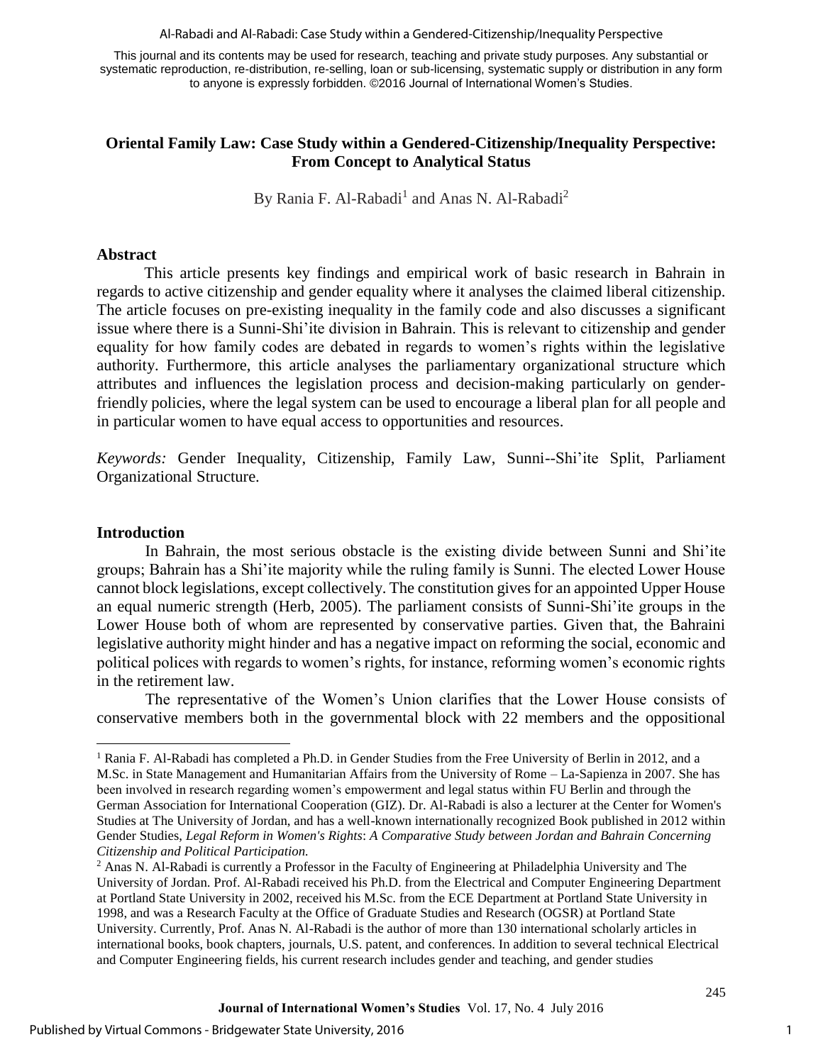This journal and its contents may be used for research, teaching and private study purposes. Any substantial or systematic reproduction, re-distribution, re-selling, loan or sub-licensing, systematic supply or distribution in any form to anyone is expressly forbidden. ©2016 Journal of International Women's Studies.

# Oriental Family Law: Case Study within a Gendered-Citizenship/Inequality Perspective: From Concept to Analytical Status

By Rania F. Al-Rabadi[1] and Anas N. Al-Rabadi[2]

## Abstract

This article presents key findings and empirical work of basic research in Bahrain in regards to active citizenship and gender equality where it analyses the claimed liberal citizenship. The article focuses on pre-existing inequality in the family code and also discusses a significant issue where there is a Sunni-Shi'ite division in Bahrain. This is relevant to citizenship and gender equality for how family codes are debated in regards to women's rights within the legislative authority. Furthermore, this article analyses the parliamentary organizational structure which attributes and influences the legislation process and decision-making particularly on gender-friendly policies, where the legal system can be used to encourage a liberal plan for all people and in particular women to have equal access to opportunities and resources.

*Keywords:* Gender Inequality, Citizenship, Family Law, Sunni--Shi'ite Split, Parliament Organizational Structure.

## Introduction

In Bahrain, the most serious obstacle is the existing divide between Sunni and Shi'ite groups; Bahrain has a Shi'ite majority while the ruling family is Sunni. The elected Lower House cannot block legislations, except collectively. The constitution gives for an appointed Upper House an equal numeric strength (Herb, 2005). The parliament consists of Sunni-Shi'ite groups in the Lower House both of whom are represented by conservative parties. Given that, the Bahraini legislative authority might hinder and has a negative impact on reforming the social, economic and political polices with regards to women's rights, for instance, reforming women's economic rights in the retirement law.

The representative of the Women's Union clarifies that the Lower House consists of conservative members both in the governmental block with 22 members and the oppositional

---

[1] Rania F. Al-Rabadi has completed a Ph.D. in Gender Studies from the Free University of Berlin in 2012, and a M.Sc. in State Management and Humanitarian Affairs from the University of Rome – La-Sapienza in 2007. She has been involved in research regarding women's empowerment and legal status within FU Berlin and through the German Association for International Cooperation (GIZ). Dr. Al-Rabadi is also a lecturer at the Center for Women's Studies at The University of Jordan, and has a well-known internationally recognized Book published in 2012 within Gender Studies, *Legal Reform in Women's Rights*: *A Comparative Study between Jordan and Bahrain Concerning Citizenship and Political Participation.*

[2] Anas N. Al-Rabadi is currently a Professor in the Faculty of Engineering at Philadelphia University and The University of Jordan. Prof. Al-Rabadi received his Ph.D. from the Electrical and Computer Engineering Department at Portland State University in 2002, received his M.Sc. from the ECE Department at Portland State University in 1998, and was a Research Faculty at the Office of Graduate Studies and Research (OGSR) at Portland State University. Currently, Prof. Anas N. Al-Rabadi is the author of more than 130 international scholarly articles in international books, book chapters, journals, U.S. patent, and conferences. In addition to several technical Electrical and Computer Engineering fields, his current research includes gender and teaching, and gender studies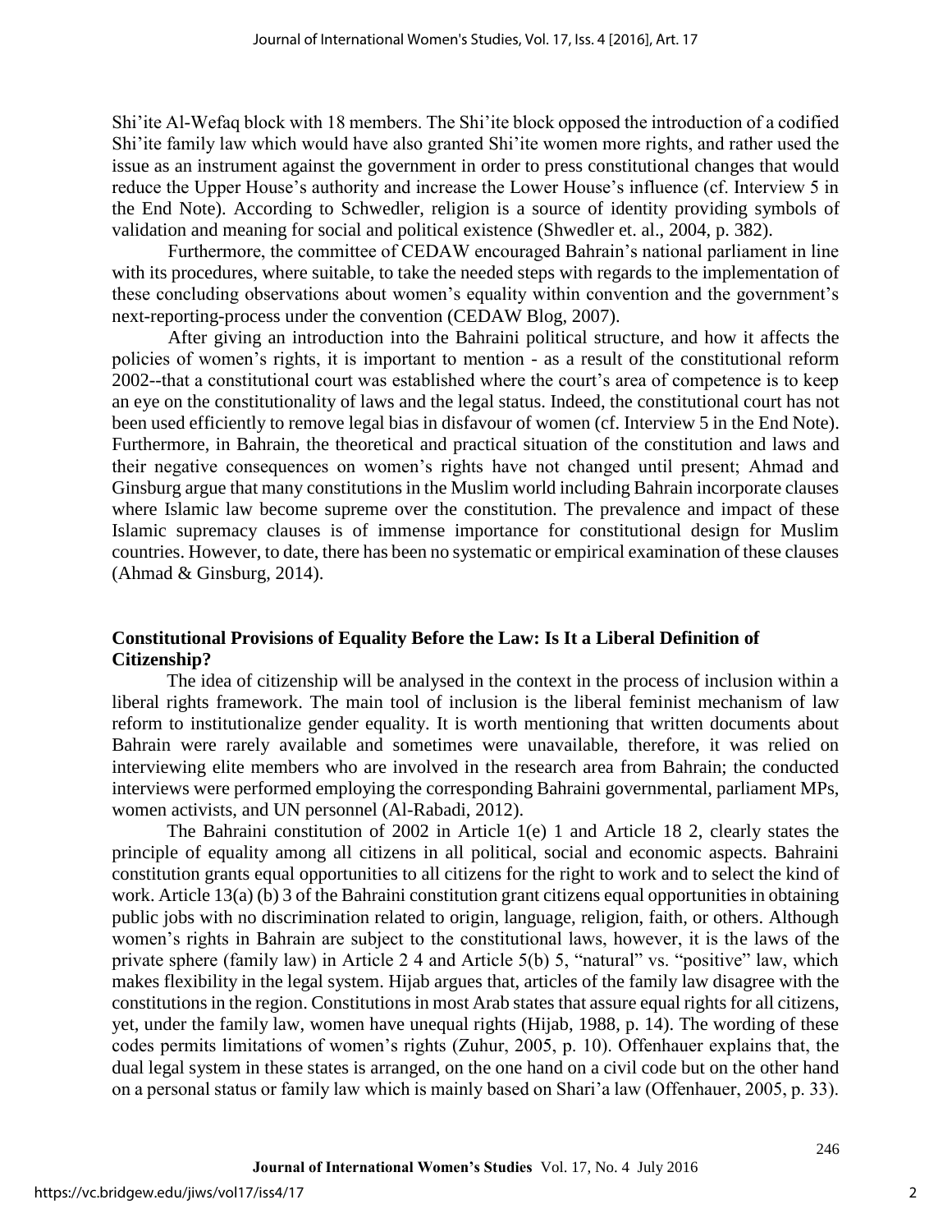Shi'ite Al-Wefaq block with 18 members. The Shi'ite block opposed the introduction of a codified Shi'ite family law which would have also granted Shi'ite women more rights, and rather used the issue as an instrument against the government in order to press constitutional changes that would reduce the Upper House's authority and increase the Lower House's influence (cf. Interview 5 in the End Note). According to Schwedler, religion is a source of identity providing symbols of validation and meaning for social and political existence (Shwedler et. al., 2004, p. 382).

Furthermore, the committee of CEDAW encouraged Bahrain's national parliament in line with its procedures, where suitable, to take the needed steps with regards to the implementation of these concluding observations about women's equality within convention and the government's next-reporting-process under the convention (CEDAW Blog, 2007).

After giving an introduction into the Bahraini political structure, and how it affects the policies of women's rights, it is important to mention - as a result of the constitutional reform 2002--that a constitutional court was established where the court's area of competence is to keep an eye on the constitutionality of laws and the legal status. Indeed, the constitutional court has not been used efficiently to remove legal bias in disfavour of women (cf. Interview 5 in the End Note). Furthermore, in Bahrain, the theoretical and practical situation of the constitution and laws and their negative consequences on women's rights have not changed until present; Ahmad and Ginsburg argue that many constitutions in the Muslim world including Bahrain incorporate clauses where Islamic law become supreme over the constitution. The prevalence and impact of these Islamic supremacy clauses is of immense importance for constitutional design for Muslim countries. However, to date, there has been no systematic or empirical examination of these clauses (Ahmad & Ginsburg, 2014).

## Constitutional Provisions of Equality Before the Law: Is It a Liberal Definition of Citizenship?

The idea of citizenship will be analysed in the context in the process of inclusion within a liberal rights framework. The main tool of inclusion is the liberal feminist mechanism of law reform to institutionalize gender equality. It is worth mentioning that written documents about Bahrain were rarely available and sometimes were unavailable, therefore, it was relied on interviewing elite members who are involved in the research area from Bahrain; the conducted interviews were performed employing the corresponding Bahraini governmental, parliament MPs, women activists, and UN personnel (Al-Rabadi, 2012).

The Bahraini constitution of 2002 in Article 1(e) 1 and Article 18 2, clearly states the principle of equality among all citizens in all political, social and economic aspects. Bahraini constitution grants equal opportunities to all citizens for the right to work and to select the kind of work. Article 13(a) (b) 3 of the Bahraini constitution grant citizens equal opportunities in obtaining public jobs with no discrimination related to origin, language, religion, faith, or others. Although women's rights in Bahrain are subject to the constitutional laws, however, it is the laws of the private sphere (family law) in Article 2 4 and Article 5(b) 5, "natural" vs. "positive" law, which makes flexibility in the legal system. Hijab argues that, articles of the family law disagree with the constitutions in the region. Constitutions in most Arab states that assure equal rights for all citizens, yet, under the family law, women have unequal rights (Hijab, 1988, p. 14). The wording of these codes permits limitations of women's rights (Zuhur, 2005, p. 10). Offenhauer explains that, the dual legal system in these states is arranged, on the one hand on a civil code but on the other hand on a personal status or family law which is mainly based on Shari'a law (Offenhauer, 2005, p. 33).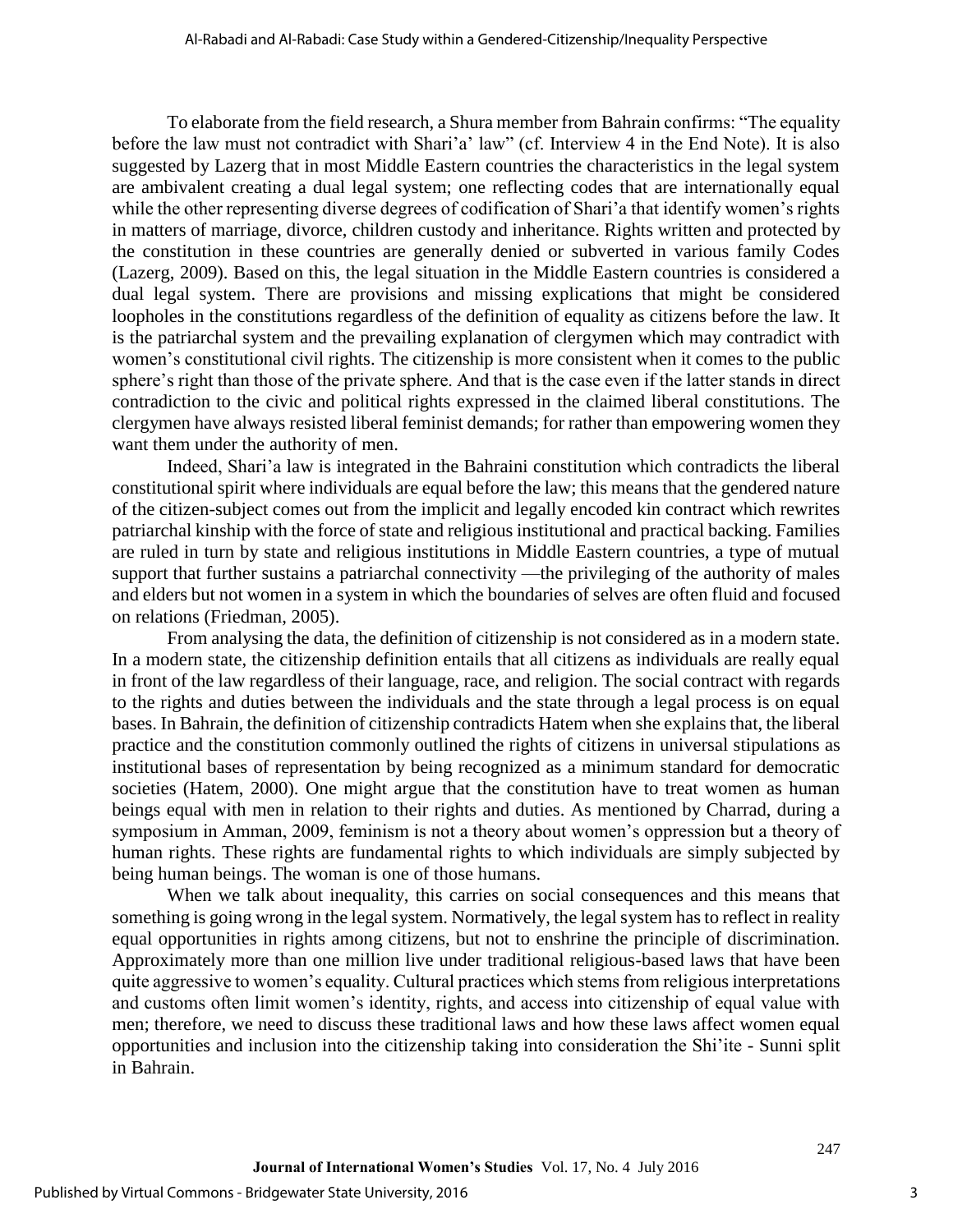To elaborate from the field research, a Shura member from Bahrain confirms: "The equality before the law must not contradict with Shari'a' law" (cf. Interview 4 in the End Note). It is also suggested by Lazerg that in most Middle Eastern countries the characteristics in the legal system are ambivalent creating a dual legal system; one reflecting codes that are internationally equal while the other representing diverse degrees of codification of Shari'a that identify women's rights in matters of marriage, divorce, children custody and inheritance. Rights written and protected by the constitution in these countries are generally denied or subverted in various family Codes (Lazerg, 2009). Based on this, the legal situation in the Middle Eastern countries is considered a dual legal system. There are provisions and missing explications that might be considered loopholes in the constitutions regardless of the definition of equality as citizens before the law. It is the patriarchal system and the prevailing explanation of clergymen which may contradict with women's constitutional civil rights. The citizenship is more consistent when it comes to the public sphere's right than those of the private sphere. And that is the case even if the latter stands in direct contradiction to the civic and political rights expressed in the claimed liberal constitutions. The clergymen have always resisted liberal feminist demands; for rather than empowering women they want them under the authority of men.

Indeed, Shari'a law is integrated in the Bahraini constitution which contradicts the liberal constitutional spirit where individuals are equal before the law; this means that the gendered nature of the citizen-subject comes out from the implicit and legally encoded kin contract which rewrites patriarchal kinship with the force of state and religious institutional and practical backing. Families are ruled in turn by state and religious institutions in Middle Eastern countries, a type of mutual support that further sustains a patriarchal connectivity —the privileging of the authority of males and elders but not women in a system in which the boundaries of selves are often fluid and focused on relations (Friedman, 2005).

From analysing the data, the definition of citizenship is not considered as in a modern state. In a modern state, the citizenship definition entails that all citizens as individuals are really equal in front of the law regardless of their language, race, and religion. The social contract with regards to the rights and duties between the individuals and the state through a legal process is on equal bases. In Bahrain, the definition of citizenship contradicts Hatem when she explains that, the liberal practice and the constitution commonly outlined the rights of citizens in universal stipulations as institutional bases of representation by being recognized as a minimum standard for democratic societies (Hatem, 2000). One might argue that the constitution have to treat women as human beings equal with men in relation to their rights and duties. As mentioned by Charrad, during a symposium in Amman, 2009, feminism is not a theory about women's oppression but a theory of human rights. These rights are fundamental rights to which individuals are simply subjected by being human beings. The woman is one of those humans.

When we talk about inequality, this carries on social consequences and this means that something is going wrong in the legal system. Normatively, the legal system has to reflect in reality equal opportunities in rights among citizens, but not to enshrine the principle of discrimination. Approximately more than one million live under traditional religious-based laws that have been quite aggressive to women's equality. Cultural practices which stems from religious interpretations and customs often limit women's identity, rights, and access into citizenship of equal value with men; therefore, we need to discuss these traditional laws and how these laws affect women equal opportunities and inclusion into the citizenship taking into consideration the Shi'ite - Sunni split in Bahrain.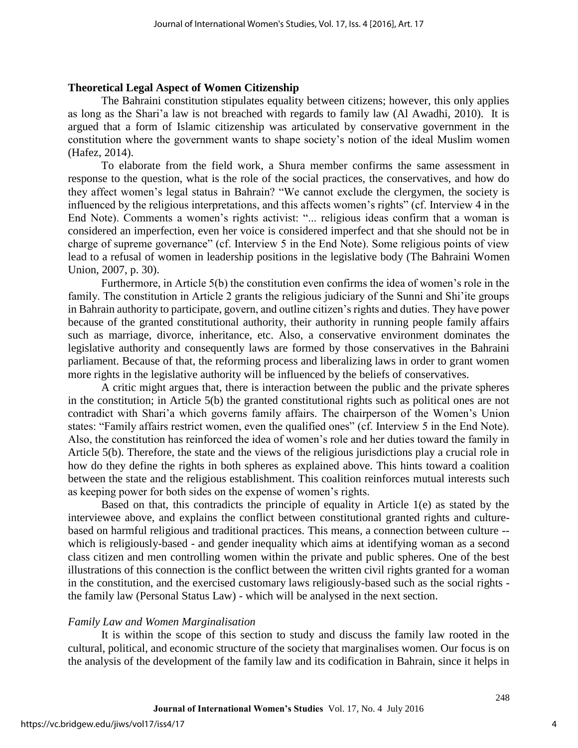## Theoretical Legal Aspect of Women Citizenship

The Bahraini constitution stipulates equality between citizens; however, this only applies as long as the Shari'a law is not breached with regards to family law (Al Awadhi, 2010). It is argued that a form of Islamic citizenship was articulated by conservative government in the constitution where the government wants to shape society's notion of the ideal Muslim women (Hafez, 2014).

To elaborate from the field work, a Shura member confirms the same assessment in response to the question, what is the role of the social practices, the conservatives, and how do they affect women's legal status in Bahrain? "We cannot exclude the clergymen, the society is influenced by the religious interpretations, and this affects women's rights" (cf. Interview 4 in the End Note). Comments a women's rights activist: "... religious ideas confirm that a woman is considered an imperfection, even her voice is considered imperfect and that she should not be in charge of supreme governance" (cf. Interview 5 in the End Note). Some religious points of view lead to a refusal of women in leadership positions in the legislative body (The Bahraini Women Union, 2007, p. 30).

Furthermore, in Article 5(b) the constitution even confirms the idea of women's role in the family. The constitution in Article 2 grants the religious judiciary of the Sunni and Shi'ite groups in Bahrain authority to participate, govern, and outline citizen's rights and duties. They have power because of the granted constitutional authority, their authority in running people family affairs such as marriage, divorce, inheritance, etc. Also, a conservative environment dominates the legislative authority and consequently laws are formed by those conservatives in the Bahraini parliament. Because of that, the reforming process and liberalizing laws in order to grant women more rights in the legislative authority will be influenced by the beliefs of conservatives.

A critic might argues that, there is interaction between the public and the private spheres in the constitution; in Article 5(b) the granted constitutional rights such as political ones are not contradict with Shari'a which governs family affairs. The chairperson of the Women's Union states: "Family affairs restrict women, even the qualified ones" (cf. Interview 5 in the End Note). Also, the constitution has reinforced the idea of women's role and her duties toward the family in Article 5(b). Therefore, the state and the views of the religious jurisdictions play a crucial role in how do they define the rights in both spheres as explained above. This hints toward a coalition between the state and the religious establishment. This coalition reinforces mutual interests such as keeping power for both sides on the expense of women's rights.

Based on that, this contradicts the principle of equality in Article 1(e) as stated by the interviewee above, and explains the conflict between constitutional granted rights and culture-based on harmful religious and traditional practices. This means, a connection between culture -- which is religiously-based - and gender inequality which aims at identifying woman as a second class citizen and men controlling women within the private and public spheres. One of the best illustrations of this connection is the conflict between the written civil rights granted for a woman in the constitution, and the exercised customary laws religiously-based such as the social rights - the family law (Personal Status Law) - which will be analysed in the next section.

### *Family Law and Women Marginalisation*

It is within the scope of this section to study and discuss the family law rooted in the cultural, political, and economic structure of the society that marginalises women. Our focus is on the analysis of the development of the family law and its codification in Bahrain, since it helps in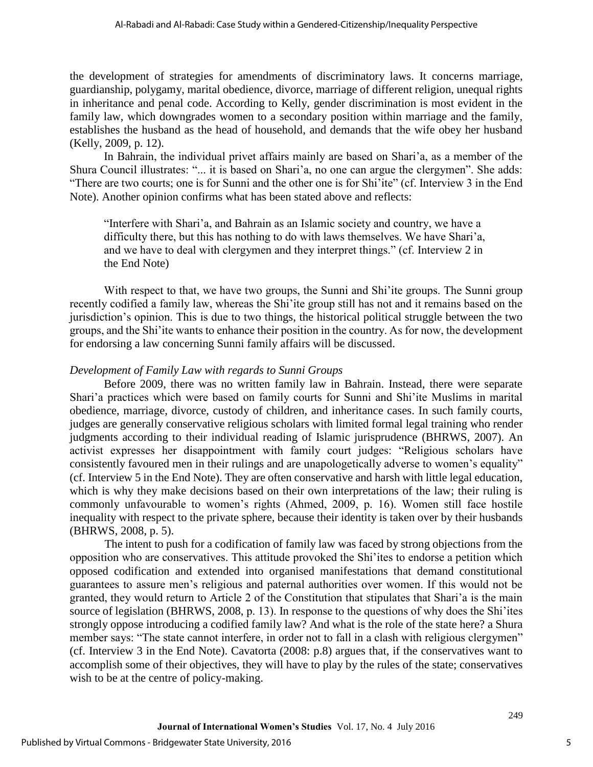the development of strategies for amendments of discriminatory laws. It concerns marriage, guardianship, polygamy, marital obedience, divorce, marriage of different religion, unequal rights in inheritance and penal code. According to Kelly, gender discrimination is most evident in the family law, which downgrades women to a secondary position within marriage and the family, establishes the husband as the head of household, and demands that the wife obey her husband (Kelly, 2009, p. 12).

In Bahrain, the individual privet affairs mainly are based on Shari'a, as a member of the Shura Council illustrates: "... it is based on Shari'a, no one can argue the clergymen". She adds: "There are two courts; one is for Sunni and the other one is for Shi'ite" (cf. Interview 3 in the End Note). Another opinion confirms what has been stated above and reflects:

> "Interfere with Shari'a, and Bahrain as an Islamic society and country, we have a difficulty there, but this has nothing to do with laws themselves. We have Shari'a, and we have to deal with clergymen and they interpret things." (cf. Interview 2 in the End Note)

With respect to that, we have two groups, the Sunni and Shi'ite groups. The Sunni group recently codified a family law, whereas the Shi'ite group still has not and it remains based on the jurisdiction's opinion. This is due to two things, the historical political struggle between the two groups, and the Shi'ite wants to enhance their position in the country. As for now, the development for endorsing a law concerning Sunni family affairs will be discussed.

*Development of Family Law with regards to Sunni Groups*

Before 2009, there was no written family law in Bahrain. Instead, there were separate Shari'a practices which were based on family courts for Sunni and Shi'ite Muslims in marital obedience, marriage, divorce, custody of children, and inheritance cases. In such family courts, judges are generally conservative religious scholars with limited formal legal training who render judgments according to their individual reading of Islamic jurisprudence (BHRWS, 2007). An activist expresses her disappointment with family court judges: "Religious scholars have consistently favoured men in their rulings and are unapologetically adverse to women's equality" (cf. Interview 5 in the End Note). They are often conservative and harsh with little legal education, which is why they make decisions based on their own interpretations of the law; their ruling is commonly unfavourable to women's rights (Ahmed, 2009, p. 16). Women still face hostile inequality with respect to the private sphere, because their identity is taken over by their husbands (BHRWS, 2008, p. 5).

The intent to push for a codification of family law was faced by strong objections from the opposition who are conservatives. This attitude provoked the Shi'ites to endorse a petition which opposed codification and extended into organised manifestations that demand constitutional guarantees to assure men's religious and paternal authorities over women. If this would not be granted, they would return to Article 2 of the Constitution that stipulates that Shari'a is the main source of legislation (BHRWS, 2008, p. 13). In response to the questions of why does the Shi'ites strongly oppose introducing a codified family law? And what is the role of the state here? a Shura member says: "The state cannot interfere, in order not to fall in a clash with religious clergymen" (cf. Interview 3 in the End Note). Cavatorta (2008: p.8) argues that, if the conservatives want to accomplish some of their objectives, they will have to play by the rules of the state; conservatives wish to be at the centre of policy-making.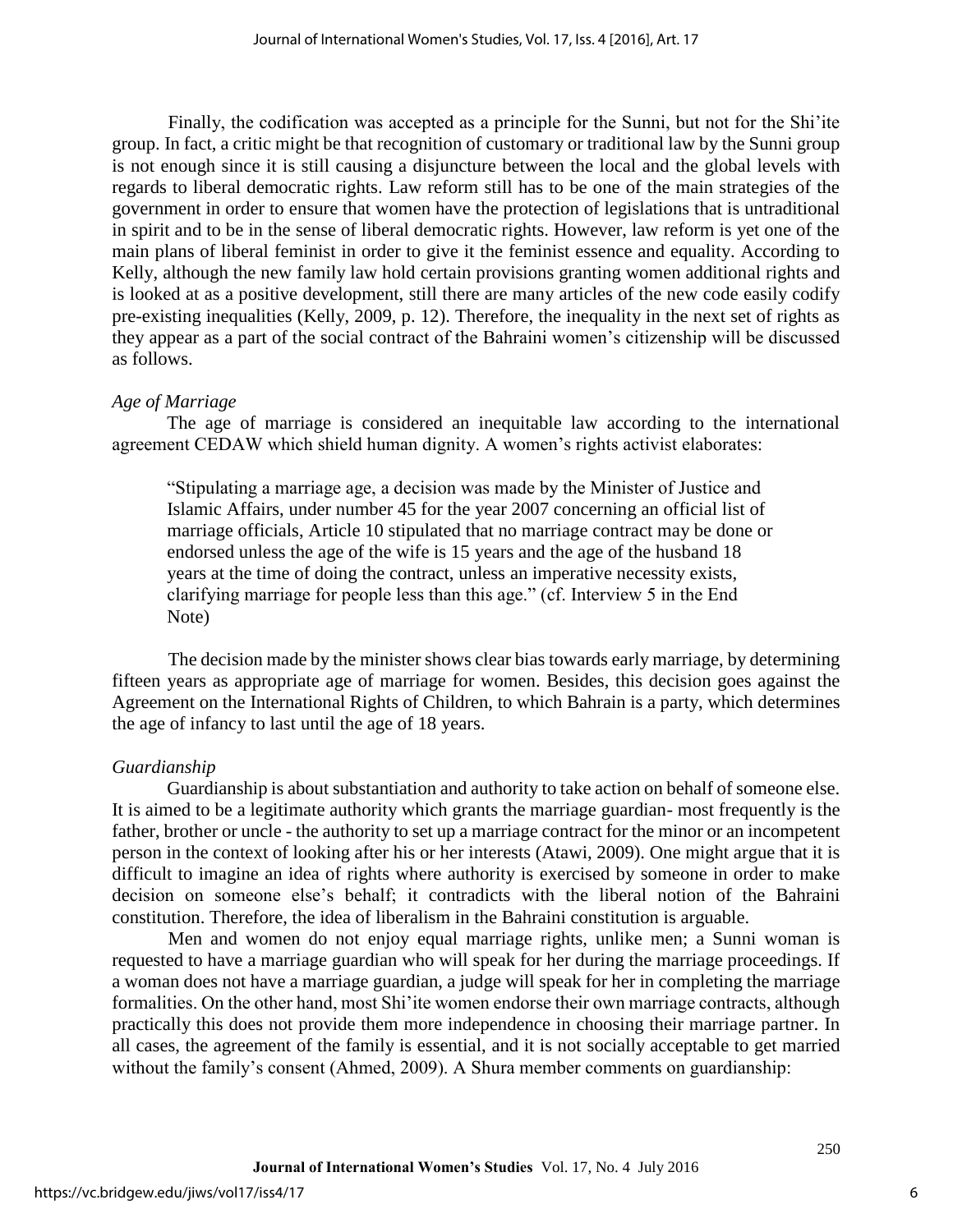Finally, the codification was accepted as a principle for the Sunni, but not for the Shi'ite group. In fact, a critic might be that recognition of customary or traditional law by the Sunni group is not enough since it is still causing a disjuncture between the local and the global levels with regards to liberal democratic rights. Law reform still has to be one of the main strategies of the government in order to ensure that women have the protection of legislations that is untraditional in spirit and to be in the sense of liberal democratic rights. However, law reform is yet one of the main plans of liberal feminist in order to give it the feminist essence and equality. According to Kelly, although the new family law hold certain provisions granting women additional rights and is looked at as a positive development, still there are many articles of the new code easily codify pre-existing inequalities (Kelly, 2009, p. 12). Therefore, the inequality in the next set of rights as they appear as a part of the social contract of the Bahraini women's citizenship will be discussed as follows.

*Age of Marriage*

The age of marriage is considered an inequitable law according to the international agreement CEDAW which shield human dignity. A women's rights activist elaborates:

> "Stipulating a marriage age, a decision was made by the Minister of Justice and Islamic Affairs, under number 45 for the year 2007 concerning an official list of marriage officials, Article 10 stipulated that no marriage contract may be done or endorsed unless the age of the wife is 15 years and the age of the husband 18 years at the time of doing the contract, unless an imperative necessity exists, clarifying marriage for people less than this age." (cf. Interview 5 in the End Note)

The decision made by the minister shows clear bias towards early marriage, by determining fifteen years as appropriate age of marriage for women. Besides, this decision goes against the Agreement on the International Rights of Children, to which Bahrain is a party, which determines the age of infancy to last until the age of 18 years.

*Guardianship*

Guardianship is about substantiation and authority to take action on behalf of someone else. It is aimed to be a legitimate authority which grants the marriage guardian- most frequently is the father, brother or uncle - the authority to set up a marriage contract for the minor or an incompetent person in the context of looking after his or her interests (Atawi, 2009). One might argue that it is difficult to imagine an idea of rights where authority is exercised by someone in order to make decision on someone else's behalf; it contradicts with the liberal notion of the Bahraini constitution. Therefore, the idea of liberalism in the Bahraini constitution is arguable.

Men and women do not enjoy equal marriage rights, unlike men; a Sunni woman is requested to have a marriage guardian who will speak for her during the marriage proceedings. If a woman does not have a marriage guardian, a judge will speak for her in completing the marriage formalities. On the other hand, most Shi'ite women endorse their own marriage contracts, although practically this does not provide them more independence in choosing their marriage partner. In all cases, the agreement of the family is essential, and it is not socially acceptable to get married without the family's consent (Ahmed, 2009). A Shura member comments on guardianship: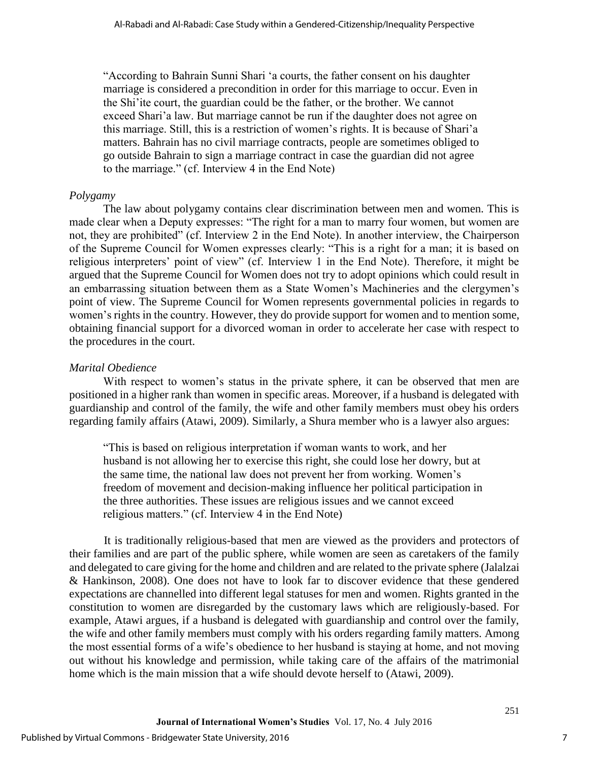> "According to Bahrain Sunni Shari 'a courts, the father consent on his daughter marriage is considered a precondition in order for this marriage to occur. Even in the Shi'ite court, the guardian could be the father, or the brother. We cannot exceed Shari'a law. But marriage cannot be run if the daughter does not agree on this marriage. Still, this is a restriction of women's rights. It is because of Shari'a matters. Bahrain has no civil marriage contracts, people are sometimes obliged to go outside Bahrain to sign a marriage contract in case the guardian did not agree to the marriage." (cf. Interview 4 in the End Note)

### *Polygamy*

The law about polygamy contains clear discrimination between men and women. This is made clear when a Deputy expresses: "The right for a man to marry four women, but women are not, they are prohibited" (cf. Interview 2 in the End Note). In another interview, the Chairperson of the Supreme Council for Women expresses clearly: "This is a right for a man; it is based on religious interpreters' point of view" (cf. Interview 1 in the End Note). Therefore, it might be argued that the Supreme Council for Women does not try to adopt opinions which could result in an embarrassing situation between them as a State Women's Machineries and the clergymen's point of view. The Supreme Council for Women represents governmental policies in regards to women's rights in the country. However, they do provide support for women and to mention some, obtaining financial support for a divorced woman in order to accelerate her case with respect to the procedures in the court.

### *Marital Obedience*

With respect to women's status in the private sphere, it can be observed that men are positioned in a higher rank than women in specific areas. Moreover, if a husband is delegated with guardianship and control of the family, the wife and other family members must obey his orders regarding family affairs (Atawi, 2009). Similarly, a Shura member who is a lawyer also argues:

> "This is based on religious interpretation if woman wants to work, and her husband is not allowing her to exercise this right, she could lose her dowry, but at the same time, the national law does not prevent her from working. Women's freedom of movement and decision-making influence her political participation in the three authorities. These issues are religious issues and we cannot exceed religious matters." (cf. Interview 4 in the End Note)

It is traditionally religious-based that men are viewed as the providers and protectors of their families and are part of the public sphere, while women are seen as caretakers of the family and delegated to care giving for the home and children and are related to the private sphere (Jalalzai & Hankinson, 2008). One does not have to look far to discover evidence that these gendered expectations are channelled into different legal statuses for men and women. Rights granted in the constitution to women are disregarded by the customary laws which are religiously-based. For example, Atawi argues, if a husband is delegated with guardianship and control over the family, the wife and other family members must comply with his orders regarding family matters. Among the most essential forms of a wife's obedience to her husband is staying at home, and not moving out without his knowledge and permission, while taking care of the affairs of the matrimonial home which is the main mission that a wife should devote herself to (Atawi, 2009).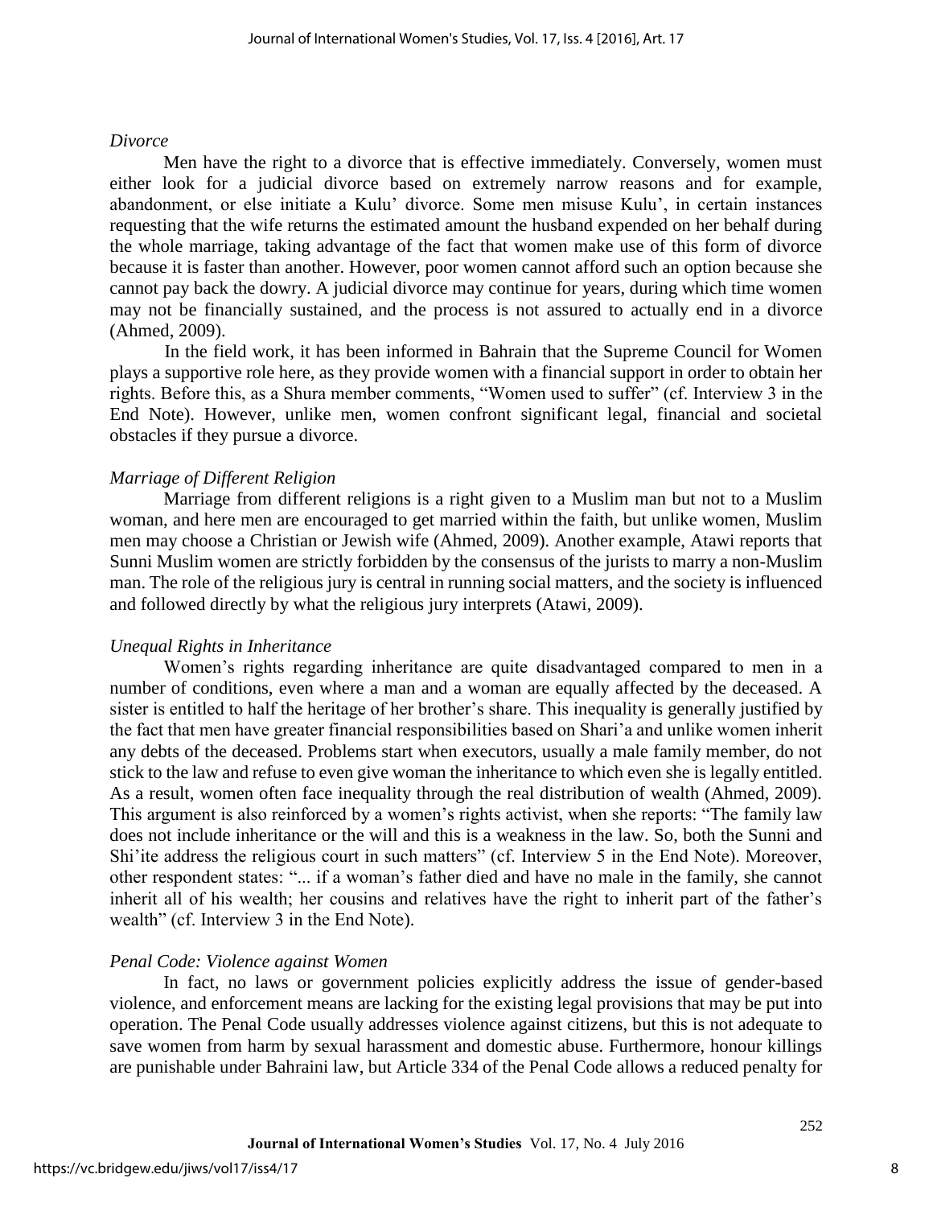*Divorce*

Men have the right to a divorce that is effective immediately. Conversely, women must either look for a judicial divorce based on extremely narrow reasons and for example, abandonment, or else initiate a Kulu' divorce. Some men misuse Kulu', in certain instances requesting that the wife returns the estimated amount the husband expended on her behalf during the whole marriage, taking advantage of the fact that women make use of this form of divorce because it is faster than another. However, poor women cannot afford such an option because she cannot pay back the dowry. A judicial divorce may continue for years, during which time women may not be financially sustained, and the process is not assured to actually end in a divorce (Ahmed, 2009).

In the field work, it has been informed in Bahrain that the Supreme Council for Women plays a supportive role here, as they provide women with a financial support in order to obtain her rights. Before this, as a Shura member comments, "Women used to suffer" (cf. Interview 3 in the End Note). However, unlike men, women confront significant legal, financial and societal obstacles if they pursue a divorce.

*Marriage of Different Religion*

Marriage from different religions is a right given to a Muslim man but not to a Muslim woman, and here men are encouraged to get married within the faith, but unlike women, Muslim men may choose a Christian or Jewish wife (Ahmed, 2009). Another example, Atawi reports that Sunni Muslim women are strictly forbidden by the consensus of the jurists to marry a non-Muslim man. The role of the religious jury is central in running social matters, and the society is influenced and followed directly by what the religious jury interprets (Atawi, 2009).

*Unequal Rights in Inheritance*

Women's rights regarding inheritance are quite disadvantaged compared to men in a number of conditions, even where a man and a woman are equally affected by the deceased. A sister is entitled to half the heritage of her brother's share. This inequality is generally justified by the fact that men have greater financial responsibilities based on Shari'a and unlike women inherit any debts of the deceased. Problems start when executors, usually a male family member, do not stick to the law and refuse to even give woman the inheritance to which even she is legally entitled. As a result, women often face inequality through the real distribution of wealth (Ahmed, 2009). This argument is also reinforced by a women's rights activist, when she reports: "The family law does not include inheritance or the will and this is a weakness in the law. So, both the Sunni and Shi'ite address the religious court in such matters" (cf. Interview 5 in the End Note). Moreover, other respondent states: "... if a woman's father died and have no male in the family, she cannot inherit all of his wealth; her cousins and relatives have the right to inherit part of the father's wealth" (cf. Interview 3 in the End Note).

*Penal Code: Violence against Women*

In fact, no laws or government policies explicitly address the issue of gender-based violence, and enforcement means are lacking for the existing legal provisions that may be put into operation. The Penal Code usually addresses violence against citizens, but this is not adequate to save women from harm by sexual harassment and domestic abuse. Furthermore, honour killings are punishable under Bahraini law, but Article 334 of the Penal Code allows a reduced penalty for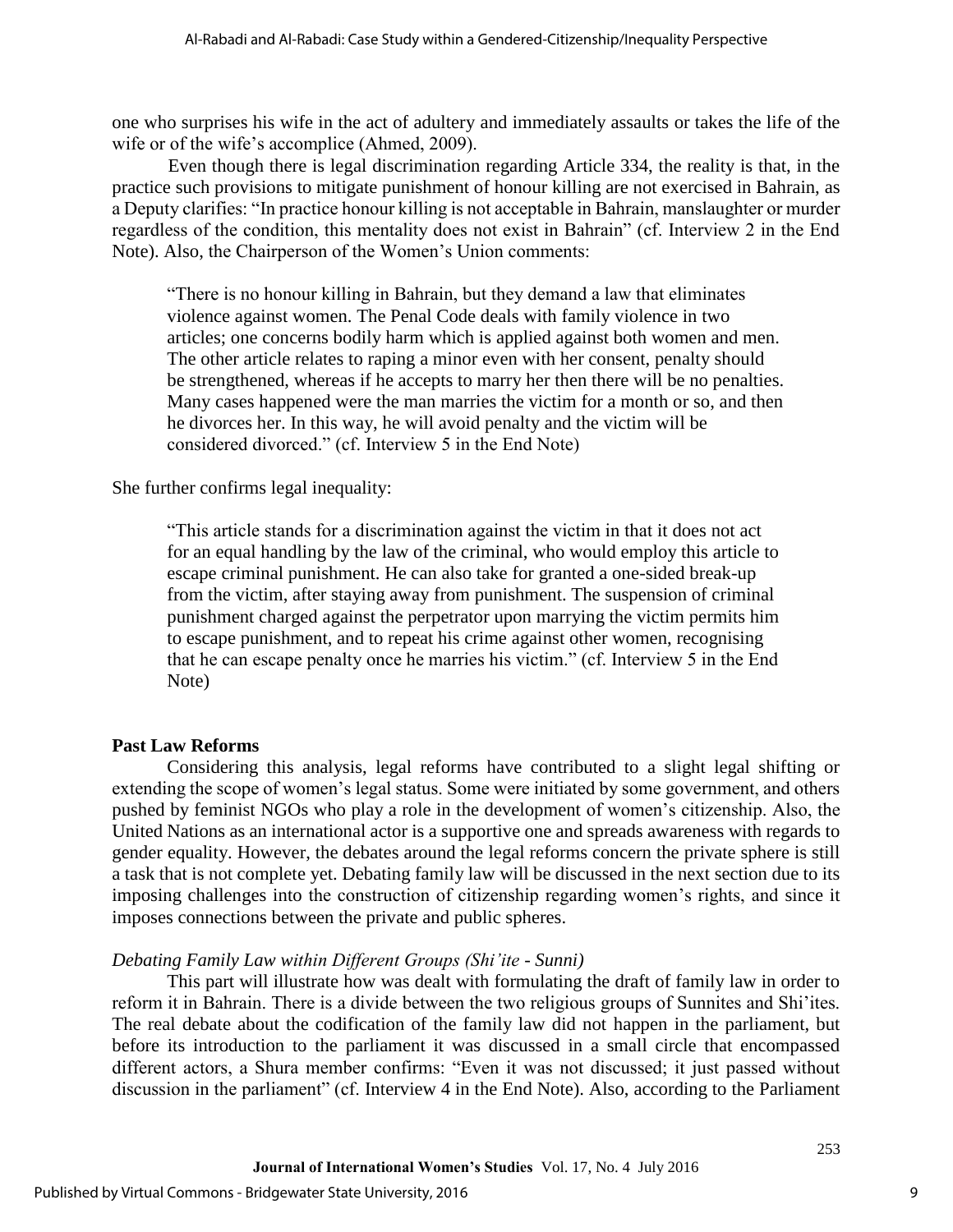one who surprises his wife in the act of adultery and immediately assaults or takes the life of the wife or of the wife's accomplice (Ahmed, 2009).

Even though there is legal discrimination regarding Article 334, the reality is that, in the practice such provisions to mitigate punishment of honour killing are not exercised in Bahrain, as a Deputy clarifies: "In practice honour killing is not acceptable in Bahrain, manslaughter or murder regardless of the condition, this mentality does not exist in Bahrain" (cf. Interview 2 in the End Note). Also, the Chairperson of the Women's Union comments:

> "There is no honour killing in Bahrain, but they demand a law that eliminates violence against women. The Penal Code deals with family violence in two articles; one concerns bodily harm which is applied against both women and men. The other article relates to raping a minor even with her consent, penalty should be strengthened, whereas if he accepts to marry her then there will be no penalties. Many cases happened were the man marries the victim for a month or so, and then he divorces her. In this way, he will avoid penalty and the victim will be considered divorced." (cf. Interview 5 in the End Note)

She further confirms legal inequality:

> "This article stands for a discrimination against the victim in that it does not act for an equal handling by the law of the criminal, who would employ this article to escape criminal punishment. He can also take for granted a one-sided break-up from the victim, after staying away from punishment. The suspension of criminal punishment charged against the perpetrator upon marrying the victim permits him to escape punishment, and to repeat his crime against other women, recognising that he can escape penalty once he marries his victim." (cf. Interview 5 in the End Note)

## Past Law Reforms

Considering this analysis, legal reforms have contributed to a slight legal shifting or extending the scope of women's legal status. Some were initiated by some government, and others pushed by feminist NGOs who play a role in the development of women's citizenship. Also, the United Nations as an international actor is a supportive one and spreads awareness with regards to gender equality. However, the debates around the legal reforms concern the private sphere is still a task that is not complete yet. Debating family law will be discussed in the next section due to its imposing challenges into the construction of citizenship regarding women's rights, and since it imposes connections between the private and public spheres.

### *Debating Family Law within Different Groups (Shi'ite - Sunni)*

This part will illustrate how was dealt with formulating the draft of family law in order to reform it in Bahrain. There is a divide between the two religious groups of Sunnites and Shi'ites. The real debate about the codification of the family law did not happen in the parliament, but before its introduction to the parliament it was discussed in a small circle that encompassed different actors, a Shura member confirms: "Even it was not discussed; it just passed without discussion in the parliament" (cf. Interview 4 in the End Note). Also, according to the Parliament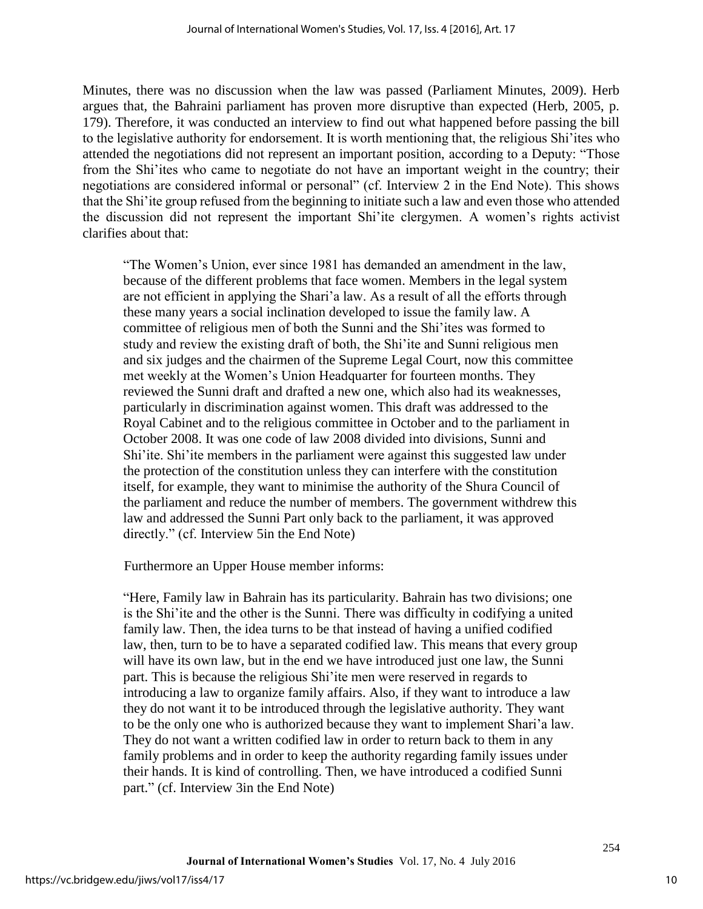Minutes, there was no discussion when the law was passed (Parliament Minutes, 2009). Herb argues that, the Bahraini parliament has proven more disruptive than expected (Herb, 2005, p. 179). Therefore, it was conducted an interview to find out what happened before passing the bill to the legislative authority for endorsement. It is worth mentioning that, the religious Shi'ites who attended the negotiations did not represent an important position, according to a Deputy: "Those from the Shi'ites who came to negotiate do not have an important weight in the country; their negotiations are considered informal or personal" (cf. Interview 2 in the End Note). This shows that the Shi'ite group refused from the beginning to initiate such a law and even those who attended the discussion did not represent the important Shi'ite clergymen. A women's rights activist clarifies about that:

> "The Women's Union, ever since 1981 has demanded an amendment in the law, because of the different problems that face women. Members in the legal system are not efficient in applying the Shari'a law. As a result of all the efforts through these many years a social inclination developed to issue the family law. A committee of religious men of both the Sunni and the Shi'ites was formed to study and review the existing draft of both, the Shi'ite and Sunni religious men and six judges and the chairmen of the Supreme Legal Court, now this committee met weekly at the Women's Union Headquarter for fourteen months. They reviewed the Sunni draft and drafted a new one, which also had its weaknesses, particularly in discrimination against women. This draft was addressed to the Royal Cabinet and to the religious committee in October and to the parliament in October 2008. It was one code of law 2008 divided into divisions, Sunni and Shi'ite. Shi'ite members in the parliament were against this suggested law under the protection of the constitution unless they can interfere with the constitution itself, for example, they want to minimise the authority of the Shura Council of the parliament and reduce the number of members. The government withdrew this law and addressed the Sunni Part only back to the parliament, it was approved directly." (cf. Interview 5in the End Note)

Furthermore an Upper House member informs:

> "Here, Family law in Bahrain has its particularity. Bahrain has two divisions; one is the Shi'ite and the other is the Sunni. There was difficulty in codifying a united family law. Then, the idea turns to be that instead of having a unified codified law, then, turn to be to have a separated codified law. This means that every group will have its own law, but in the end we have introduced just one law, the Sunni part. This is because the religious Shi'ite men were reserved in regards to introducing a law to organize family affairs. Also, if they want to introduce a law they do not want it to be introduced through the legislative authority. They want to be the only one who is authorized because they want to implement Shari'a law. They do not want a written codified law in order to return back to them in any family problems and in order to keep the authority regarding family issues under their hands. It is kind of controlling. Then, we have introduced a codified Sunni part." (cf. Interview 3in the End Note)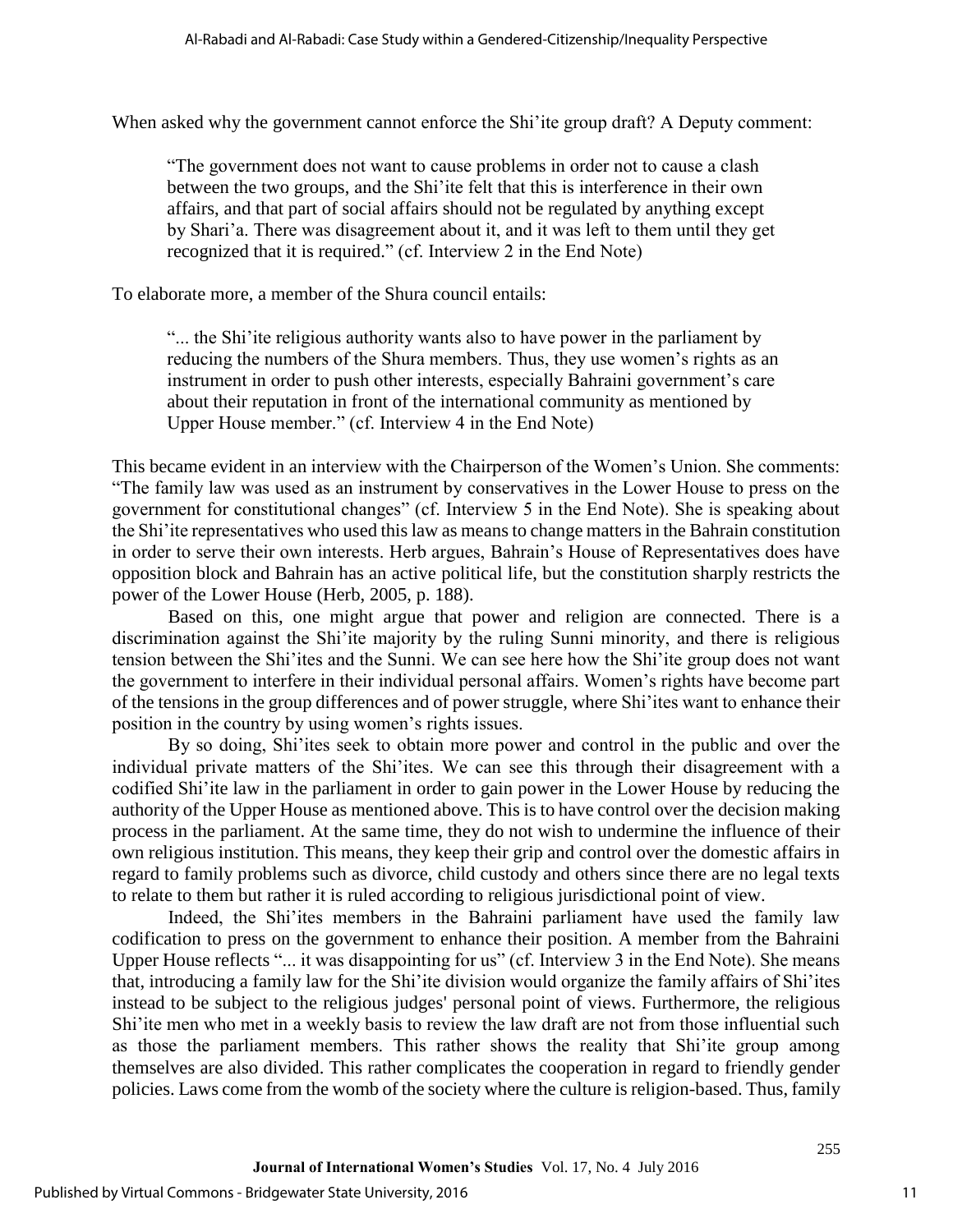When asked why the government cannot enforce the Shi'ite group draft? A Deputy comment:

> "The government does not want to cause problems in order not to cause a clash between the two groups, and the Shi'ite felt that this is interference in their own affairs, and that part of social affairs should not be regulated by anything except by Shari'a. There was disagreement about it, and it was left to them until they get recognized that it is required." (cf. Interview 2 in the End Note)

To elaborate more, a member of the Shura council entails:

> "... the Shi'ite religious authority wants also to have power in the parliament by reducing the numbers of the Shura members. Thus, they use women's rights as an instrument in order to push other interests, especially Bahraini government's care about their reputation in front of the international community as mentioned by Upper House member." (cf. Interview 4 in the End Note)

This became evident in an interview with the Chairperson of the Women's Union. She comments: "The family law was used as an instrument by conservatives in the Lower House to press on the government for constitutional changes" (cf. Interview 5 in the End Note). She is speaking about the Shi'ite representatives who used this law as means to change matters in the Bahrain constitution in order to serve their own interests. Herb argues, Bahrain's House of Representatives does have opposition block and Bahrain has an active political life, but the constitution sharply restricts the power of the Lower House (Herb, 2005, p. 188).

Based on this, one might argue that power and religion are connected. There is a discrimination against the Shi'ite majority by the ruling Sunni minority, and there is religious tension between the Shi'ites and the Sunni. We can see here how the Shi'ite group does not want the government to interfere in their individual personal affairs. Women's rights have become part of the tensions in the group differences and of power struggle, where Shi'ites want to enhance their position in the country by using women's rights issues.

By so doing, Shi'ites seek to obtain more power and control in the public and over the individual private matters of the Shi'ites. We can see this through their disagreement with a codified Shi'ite law in the parliament in order to gain power in the Lower House by reducing the authority of the Upper House as mentioned above. This is to have control over the decision making process in the parliament. At the same time, they do not wish to undermine the influence of their own religious institution. This means, they keep their grip and control over the domestic affairs in regard to family problems such as divorce, child custody and others since there are no legal texts to relate to them but rather it is ruled according to religious jurisdictional point of view.

Indeed, the Shi'ites members in the Bahraini parliament have used the family law codification to press on the government to enhance their position. A member from the Bahraini Upper House reflects "... it was disappointing for us" (cf. Interview 3 in the End Note). She means that, introducing a family law for the Shi'ite division would organize the family affairs of Shi'ites instead to be subject to the religious judges' personal point of views. Furthermore, the religious Shi'ite men who met in a weekly basis to review the law draft are not from those influential such as those the parliament members. This rather shows the reality that Shi'ite group among themselves are also divided. This rather complicates the cooperation in regard to friendly gender policies. Laws come from the womb of the society where the culture is religion-based. Thus, family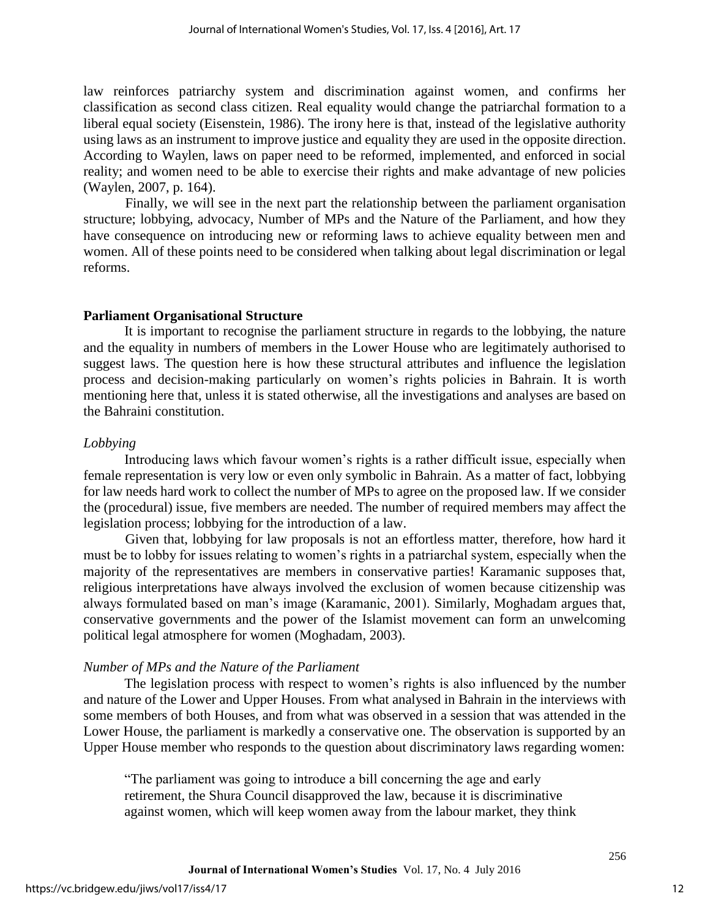law reinforces patriarchy system and discrimination against women, and confirms her classification as second class citizen. Real equality would change the patriarchal formation to a liberal equal society (Eisenstein, 1986). The irony here is that, instead of the legislative authority using laws as an instrument to improve justice and equality they are used in the opposite direction. According to Waylen, laws on paper need to be reformed, implemented, and enforced in social reality; and women need to be able to exercise their rights and make advantage of new policies (Waylen, 2007, p. 164).

Finally, we will see in the next part the relationship between the parliament organisation structure; lobbying, advocacy, Number of MPs and the Nature of the Parliament, and how they have consequence on introducing new or reforming laws to achieve equality between men and women. All of these points need to be considered when talking about legal discrimination or legal reforms.

## Parliament Organisational Structure

It is important to recognise the parliament structure in regards to the lobbying, the nature and the equality in numbers of members in the Lower House who are legitimately authorised to suggest laws. The question here is how these structural attributes and influence the legislation process and decision-making particularly on women's rights policies in Bahrain. It is worth mentioning here that, unless it is stated otherwise, all the investigations and analyses are based on the Bahraini constitution.

### *Lobbying*

Introducing laws which favour women's rights is a rather difficult issue, especially when female representation is very low or even only symbolic in Bahrain. As a matter of fact, lobbying for law needs hard work to collect the number of MPs to agree on the proposed law. If we consider the (procedural) issue, five members are needed. The number of required members may affect the legislation process; lobbying for the introduction of a law.

Given that, lobbying for law proposals is not an effortless matter, therefore, how hard it must be to lobby for issues relating to women's rights in a patriarchal system, especially when the majority of the representatives are members in conservative parties! Karamanic supposes that, religious interpretations have always involved the exclusion of women because citizenship was always formulated based on man's image (Karamanic, 2001). Similarly, Moghadam argues that, conservative governments and the power of the Islamist movement can form an unwelcoming political legal atmosphere for women (Moghadam, 2003).

### *Number of MPs and the Nature of the Parliament*

The legislation process with respect to women's rights is also influenced by the number and nature of the Lower and Upper Houses. From what analysed in Bahrain in the interviews with some members of both Houses, and from what was observed in a session that was attended in the Lower House, the parliament is markedly a conservative one. The observation is supported by an Upper House member who responds to the question about discriminatory laws regarding women:

> "The parliament was going to introduce a bill concerning the age and early retirement, the Shura Council disapproved the law, because it is discriminative against women, which will keep women away from the labour market, they think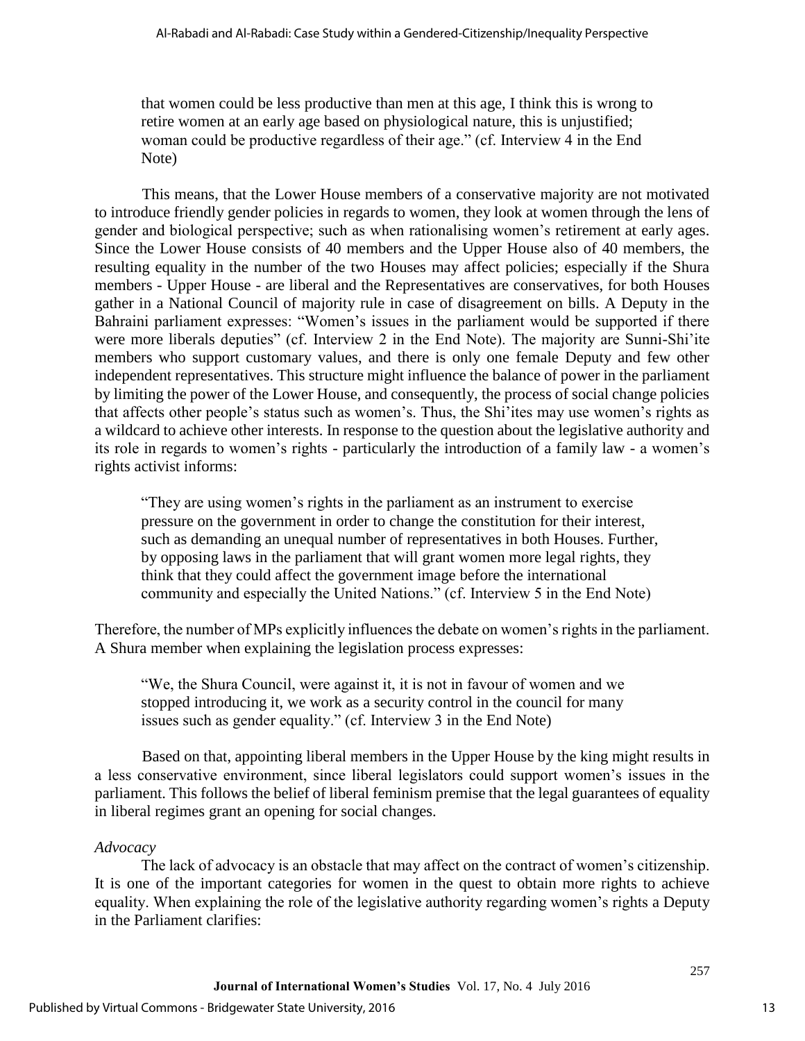that women could be less productive than men at this age, I think this is wrong to retire women at an early age based on physiological nature, this is unjustified; woman could be productive regardless of their age." (cf. Interview 4 in the End Note)

This means, that the Lower House members of a conservative majority are not motivated to introduce friendly gender policies in regards to women, they look at women through the lens of gender and biological perspective; such as when rationalising women's retirement at early ages. Since the Lower House consists of 40 members and the Upper House also of 40 members, the resulting equality in the number of the two Houses may affect policies; especially if the Shura members - Upper House - are liberal and the Representatives are conservatives, for both Houses gather in a National Council of majority rule in case of disagreement on bills. A Deputy in the Bahraini parliament expresses: "Women's issues in the parliament would be supported if there were more liberals deputies" (cf. Interview 2 in the End Note). The majority are Sunni-Shi'ite members who support customary values, and there is only one female Deputy and few other independent representatives. This structure might influence the balance of power in the parliament by limiting the power of the Lower House, and consequently, the process of social change policies that affects other people's status such as women's. Thus, the Shi'ites may use women's rights as a wildcard to achieve other interests. In response to the question about the legislative authority and its role in regards to women's rights - particularly the introduction of a family law - a women's rights activist informs:

> "They are using women's rights in the parliament as an instrument to exercise pressure on the government in order to change the constitution for their interest, such as demanding an unequal number of representatives in both Houses. Further, by opposing laws in the parliament that will grant women more legal rights, they think that they could affect the government image before the international community and especially the United Nations." (cf. Interview 5 in the End Note)

Therefore, the number of MPs explicitly influences the debate on women's rights in the parliament. A Shura member when explaining the legislation process expresses:

> "We, the Shura Council, were against it, it is not in favour of women and we stopped introducing it, we work as a security control in the council for many issues such as gender equality." (cf. Interview 3 in the End Note)

Based on that, appointing liberal members in the Upper House by the king might results in a less conservative environment, since liberal legislators could support women's issues in the parliament. This follows the belief of liberal feminism premise that the legal guarantees of equality in liberal regimes grant an opening for social changes.

*Advocacy*

The lack of advocacy is an obstacle that may affect on the contract of women's citizenship. It is one of the important categories for women in the quest to obtain more rights to achieve equality. When explaining the role of the legislative authority regarding women's rights a Deputy in the Parliament clarifies: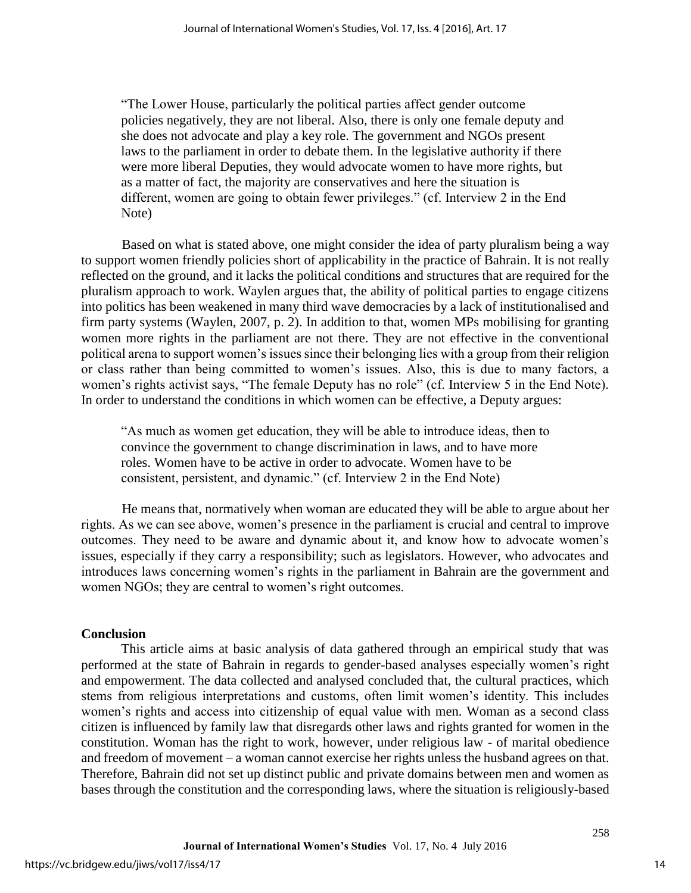> "The Lower House, particularly the political parties affect gender outcome policies negatively, they are not liberal. Also, there is only one female deputy and she does not advocate and play a key role. The government and NGOs present laws to the parliament in order to debate them. In the legislative authority if there were more liberal Deputies, they would advocate women to have more rights, but as a matter of fact, the majority are conservatives and here the situation is different, women are going to obtain fewer privileges." (cf. Interview 2 in the End Note)

Based on what is stated above, one might consider the idea of party pluralism being a way to support women friendly policies short of applicability in the practice of Bahrain. It is not really reflected on the ground, and it lacks the political conditions and structures that are required for the pluralism approach to work. Waylen argues that, the ability of political parties to engage citizens into politics has been weakened in many third wave democracies by a lack of institutionalised and firm party systems (Waylen, 2007, p. 2). In addition to that, women MPs mobilising for granting women more rights in the parliament are not there. They are not effective in the conventional political arena to support women's issues since their belonging lies with a group from their religion or class rather than being committed to women's issues. Also, this is due to many factors, a women's rights activist says, "The female Deputy has no role" (cf. Interview 5 in the End Note). In order to understand the conditions in which women can be effective, a Deputy argues:

> "As much as women get education, they will be able to introduce ideas, then to convince the government to change discrimination in laws, and to have more roles. Women have to be active in order to advocate. Women have to be consistent, persistent, and dynamic." (cf. Interview 2 in the End Note)

He means that, normatively when woman are educated they will be able to argue about her rights. As we can see above, women's presence in the parliament is crucial and central to improve outcomes. They need to be aware and dynamic about it, and know how to advocate women's issues, especially if they carry a responsibility; such as legislators. However, who advocates and introduces laws concerning women's rights in the parliament in Bahrain are the government and women NGOs; they are central to women's right outcomes.

## Conclusion

This article aims at basic analysis of data gathered through an empirical study that was performed at the state of Bahrain in regards to gender-based analyses especially women's right and empowerment. The data collected and analysed concluded that, the cultural practices, which stems from religious interpretations and customs, often limit women's identity. This includes women's rights and access into citizenship of equal value with men. Woman as a second class citizen is influenced by family law that disregards other laws and rights granted for women in the constitution. Woman has the right to work, however, under religious law - of marital obedience and freedom of movement – a woman cannot exercise her rights unless the husband agrees on that. Therefore, Bahrain did not set up distinct public and private domains between men and women as bases through the constitution and the corresponding laws, where the situation is religiously-based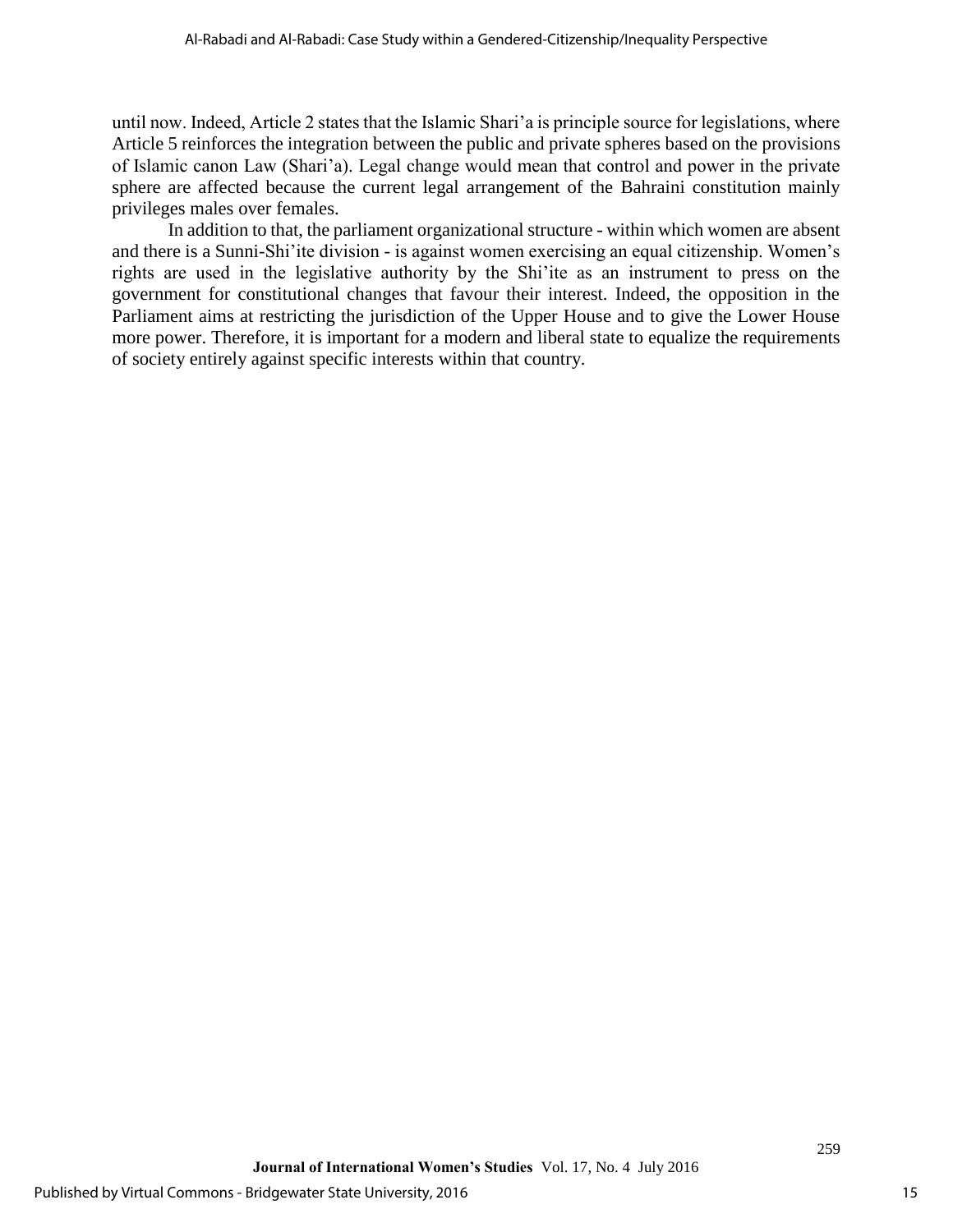until now. Indeed, Article 2 states that the Islamic Shari'a is principle source for legislations, where Article 5 reinforces the integration between the public and private spheres based on the provisions of Islamic canon Law (Shari'a). Legal change would mean that control and power in the private sphere are affected because the current legal arrangement of the Bahraini constitution mainly privileges males over females.

In addition to that, the parliament organizational structure - within which women are absent and there is a Sunni-Shi'ite division - is against women exercising an equal citizenship. Women's rights are used in the legislative authority by the Shi'ite as an instrument to press on the government for constitutional changes that favour their interest. Indeed, the opposition in the Parliament aims at restricting the jurisdiction of the Upper House and to give the Lower House more power. Therefore, it is important for a modern and liberal state to equalize the requirements of society entirely against specific interests within that country.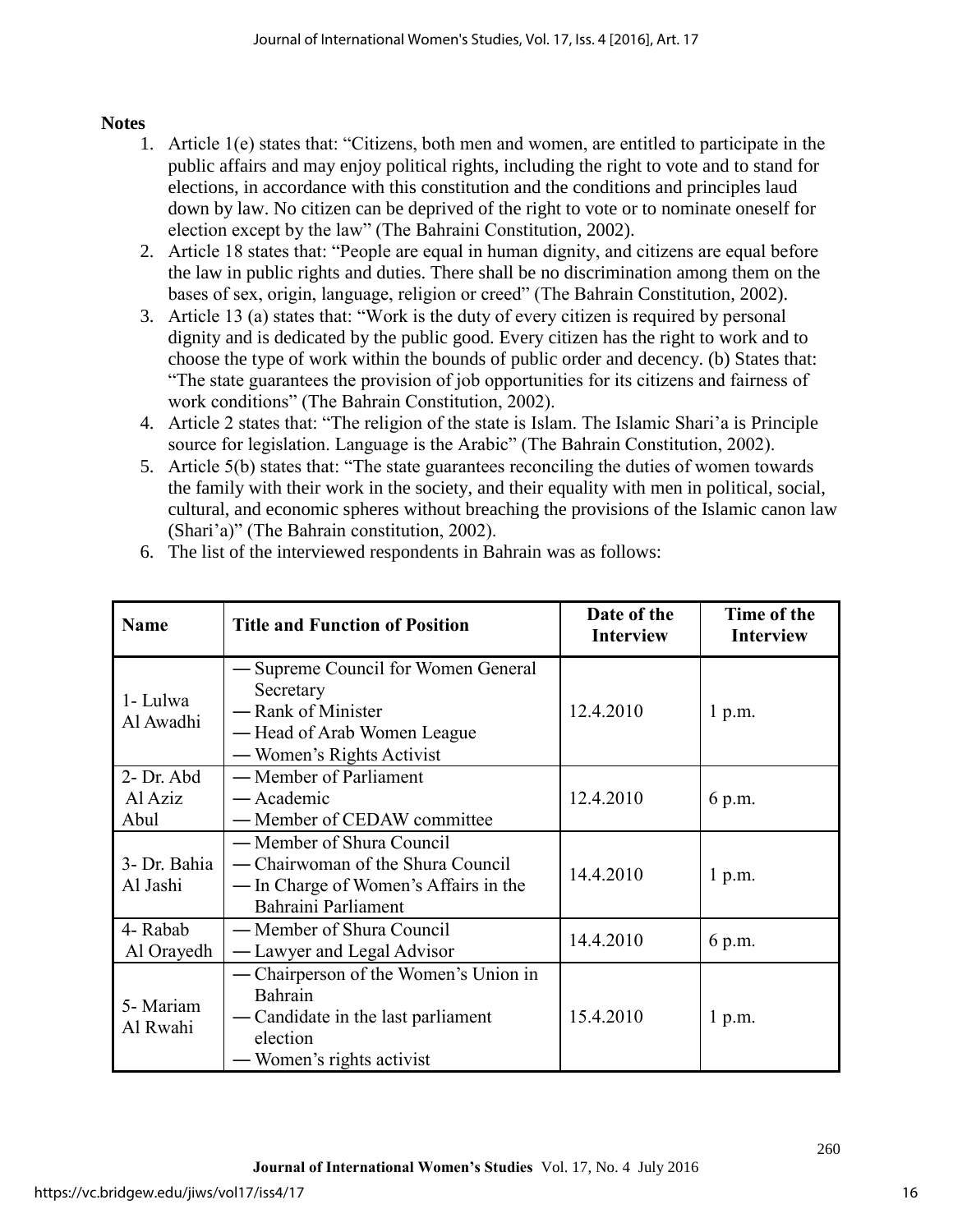**Notes**

1. Article 1(e) states that: "Citizens, both men and women, are entitled to participate in the public affairs and may enjoy political rights, including the right to vote and to stand for elections, in accordance with this constitution and the conditions and principles laud down by law. No citizen can be deprived of the right to vote or to nominate oneself for election except by the law" (The Bahraini Constitution, 2002).
2. Article 18 states that: "People are equal in human dignity, and citizens are equal before the law in public rights and duties. There shall be no discrimination among them on the bases of sex, origin, language, religion or creed" (The Bahrain Constitution, 2002).
3. Article 13 (a) states that: "Work is the duty of every citizen is required by personal dignity and is dedicated by the public good. Every citizen has the right to work and to choose the type of work within the bounds of public order and decency. (b) States that: "The state guarantees the provision of job opportunities for its citizens and fairness of work conditions" (The Bahrain Constitution, 2002).
4. Article 2 states that: "The religion of the state is Islam. The Islamic Shari'a is Principle source for legislation. Language is the Arabic" (The Bahrain Constitution, 2002).
5. Article 5(b) states that: "The state guarantees reconciling the duties of women towards the family with their work in the society, and their equality with men in political, social, cultural, and economic spheres without breaching the provisions of the Islamic canon law (Shari'a)" (The Bahrain constitution, 2002).
6. The list of the interviewed respondents in Bahrain was as follows:

| Name | Title and Function of Position | Date of the Interview | Time of the Interview |
|---|---|---|---|
| 1- Lulwa Al Awadhi | — Supreme Council for Women General Secretary<br>— Rank of Minister<br>— Head of Arab Women League<br>— Women's Rights Activist | 12.4.2010 | 1 p.m. |
| 2- Dr. Abd Al Aziz Abul | — Member of Parliament<br>— Academic<br>— Member of CEDAW committee | 12.4.2010 | 6 p.m. |
| 3- Dr. Bahia Al Jashi | — Member of Shura Council<br>— Chairwoman of the Shura Council<br>— In Charge of Women's Affairs in the Bahraini Parliament | 14.4.2010 | 1 p.m. |
| 4- Rabab Al Orayedh | — Member of Shura Council<br>— Lawyer and Legal Advisor | 14.4.2010 | 6 p.m. |
| 5- Mariam Al Rwahi | — Chairperson of the Women's Union in Bahrain<br>— Candidate in the last parliament election<br>— Women's rights activist | 15.4.2010 | 1 p.m. |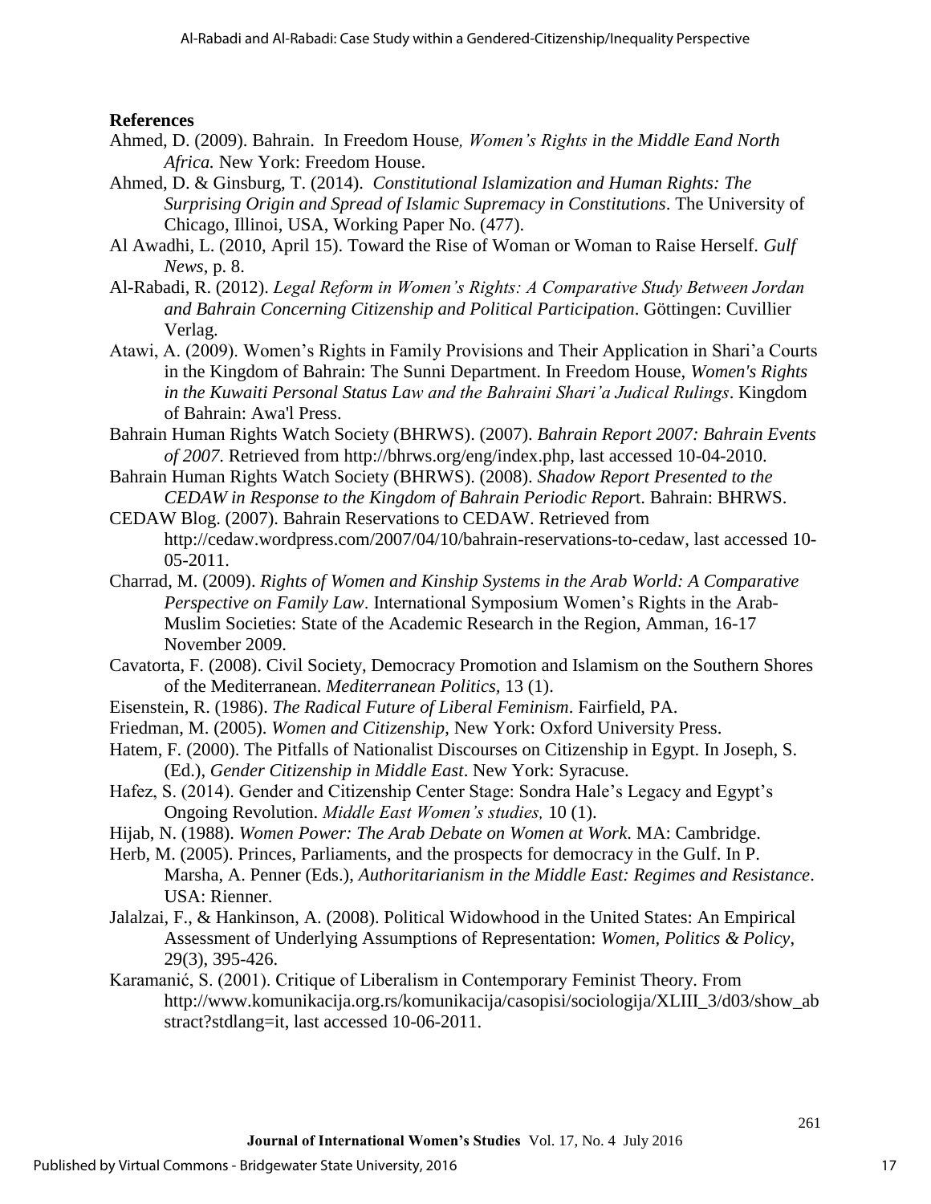**References**

Ahmed, D. (2009). Bahrain. In Freedom House, *Women's Rights in the Middle Eand North Africa.* New York: Freedom House.

Ahmed, D. & Ginsburg, T. (2014). *Constitutional Islamization and Human Rights: The Surprising Origin and Spread of Islamic Supremacy in Constitutions*. The University of Chicago, Illinoi, USA, Working Paper No. (477).

Al Awadhi, L. (2010, April 15). Toward the Rise of Woman or Woman to Raise Herself. *Gulf News*, p. 8.

Al-Rabadi, R. (2012). *Legal Reform in Women's Rights: A Comparative Study Between Jordan and Bahrain Concerning Citizenship and Political Participation*. Göttingen: Cuvillier Verlag.

Atawi, A. (2009). Women's Rights in Family Provisions and Their Application in Shari'a Courts in the Kingdom of Bahrain: The Sunni Department. In Freedom House, *Women's Rights in the Kuwaiti Personal Status Law and the Bahraini Shari'a Judical Rulings*. Kingdom of Bahrain: Awa'l Press.

Bahrain Human Rights Watch Society (BHRWS). (2007). *Bahrain Report 2007: Bahrain Events of 2007*. Retrieved from http://bhrws.org/eng/index.php, last accessed 10-04-2010.

Bahrain Human Rights Watch Society (BHRWS). (2008). *Shadow Report Presented to the CEDAW in Response to the Kingdom of Bahrain Periodic Repor*t. Bahrain: BHRWS.

CEDAW Blog. (2007). Bahrain Reservations to CEDAW. Retrieved from http://cedaw.wordpress.com/2007/04/10/bahrain-reservations-to-cedaw, last accessed 10-05-2011.

Charrad, M. (2009). *Rights of Women and Kinship Systems in the Arab World: A Comparative Perspective on Family Law*. International Symposium Women's Rights in the Arab-Muslim Societies: State of the Academic Research in the Region, Amman, 16-17 November 2009.

Cavatorta, F. (2008). Civil Society, Democracy Promotion and Islamism on the Southern Shores of the Mediterranean. *Mediterranean Politics*, 13 (1).

Eisenstein, R. (1986). *The Radical Future of Liberal Feminism*. Fairfield, PA.

Friedman, M. (2005). *Women and Citizenship*, New York: Oxford University Press.

Hatem, F. (2000). The Pitfalls of Nationalist Discourses on Citizenship in Egypt. In Joseph, S. (Ed.), *Gender Citizenship in Middle East*. New York: Syracuse.

Hafez, S. (2014). Gender and Citizenship Center Stage: Sondra Hale's Legacy and Egypt's Ongoing Revolution. *Middle East Women's studies,* 10 (1).

Hijab, N. (1988). *Women Power: The Arab Debate on Women at Work*. MA: Cambridge.

Herb, M. (2005). Princes, Parliaments, and the prospects for democracy in the Gulf. In P. Marsha, A. Penner (Eds.), *Authoritarianism in the Middle East: Regimes and Resistance*. USA: Rienner.

Jalalzai, F., & Hankinson, A. (2008). Political Widowhood in the United States: An Empirical Assessment of Underlying Assumptions of Representation: *Women, Politics & Policy*, 29(3), 395-426.

Karamanić, S. (2001). Critique of Liberalism in Contemporary Feminist Theory. From http://www.komunikacija.org.rs/komunikacija/casopisi/sociologija/XLIII_3/d03/show_abstract?stdlang=it, last accessed 10-06-2011.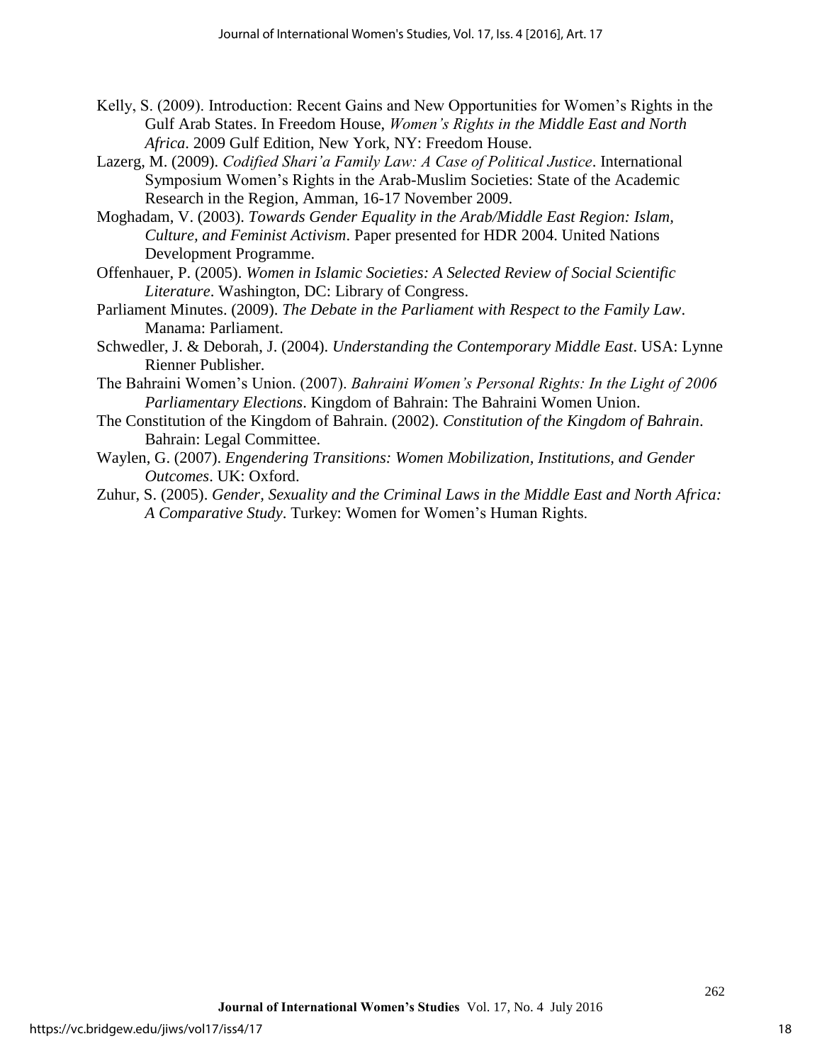Kelly, S. (2009). Introduction: Recent Gains and New Opportunities for Women's Rights in the Gulf Arab States. In Freedom House, *Women's Rights in the Middle East and North Africa*. 2009 Gulf Edition, New York, NY: Freedom House.

Lazerg, M. (2009). *Codified Shari'a Family Law: A Case of Political Justice*. International Symposium Women's Rights in the Arab-Muslim Societies: State of the Academic Research in the Region, Amman, 16-17 November 2009.

Moghadam, V. (2003). *Towards Gender Equality in the Arab/Middle East Region: Islam, Culture, and Feminist Activism*. Paper presented for HDR 2004. United Nations Development Programme.

Offenhauer, P. (2005). *Women in Islamic Societies: A Selected Review of Social Scientific Literature*. Washington, DC: Library of Congress.

Parliament Minutes. (2009). *The Debate in the Parliament with Respect to the Family Law*. Manama: Parliament.

Schwedler, J. & Deborah, J. (2004). *Understanding the Contemporary Middle East*. USA: Lynne Rienner Publisher.

The Bahraini Women's Union. (2007). *Bahraini Women's Personal Rights: In the Light of 2006 Parliamentary Elections*. Kingdom of Bahrain: The Bahraini Women Union.

The Constitution of the Kingdom of Bahrain. (2002). *Constitution of the Kingdom of Bahrain*. Bahrain: Legal Committee.

Waylen, G. (2007). *Engendering Transitions: Women Mobilization, Institutions, and Gender Outcomes*. UK: Oxford.

Zuhur, S. (2005). *Gender, Sexuality and the Criminal Laws in the Middle East and North Africa: A Comparative Study*. Turkey: Women for Women's Human Rights.